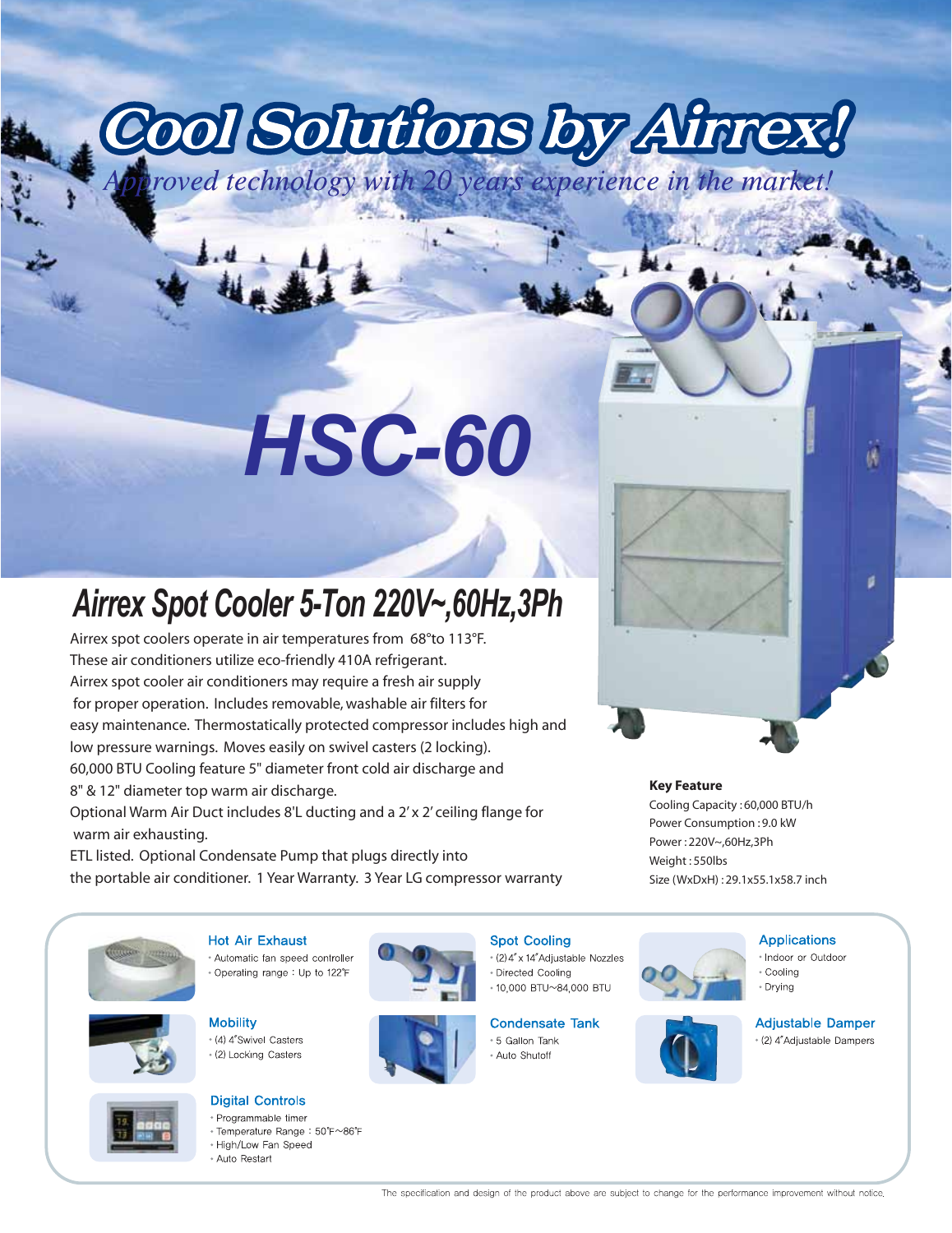# Cool Solutions by Airrex!

*Approved technology with 20 years experience in the market!*

# HSC-60

## Airrex Spot Cooler 5-Ton 220V~,60Hz,3Ph

Airrex spot coolers operate in air temperatures from 68°to 113°F.
These air conditioners utilize eco-friendly 410A refrigerant.
Airrex spot cooler air conditioners may require a fresh air supply for proper operation. Includes removable, washable air filters for easy maintenance. Thermostatically protected compressor includes high and low pressure warnings. Moves easily on swivel casters (2 locking).
60,000 BTU Cooling feature 5" diameter front cold air discharge and 8" & 12" diameter top warm air discharge.
Optional Warm Air Duct includes 8'L ducting and a 2' x 2' ceiling flange for warm air exhausting.
ETL listed. Optional Condensate Pump that plugs directly into the portable air conditioner. 1 Year Warranty. 3 Year LG compressor warranty

**Key Feature**

Cooling Capacity : 60,000 BTU/h
Power Consumption : 9.0 kW
Power : 220V~,60Hz,3Ph
Weight : 550lbs
Size (WxDxH) : 29.1x55.1x58.7 inch

### Hot Air Exhaust
- Automatic fan speed controller
- Operating range : Up to 122˚F

### Mobility
- (4) 4"Swivel Casters
- (2) Locking Casters

### Digital Controls
- Programmable timer
- Temperature Range : 50˚F~86˚F
- High/Low Fan Speed
- Auto Restart

### Spot Cooling
- (2) 4" x 14"Adjustable Nozzles
- Directed Cooling
- 10,000 BTU~84,000 BTU

### Condensate Tank
- 5 Gallon Tank
- Auto Shutoff

### Applications
- Indoor or Outdoor
- Cooling
- Drying

### Adjustable Damper
- (2) 4"Adjustable Dampers

The specification and design of the product above are subject to change for the performance improvement without notice.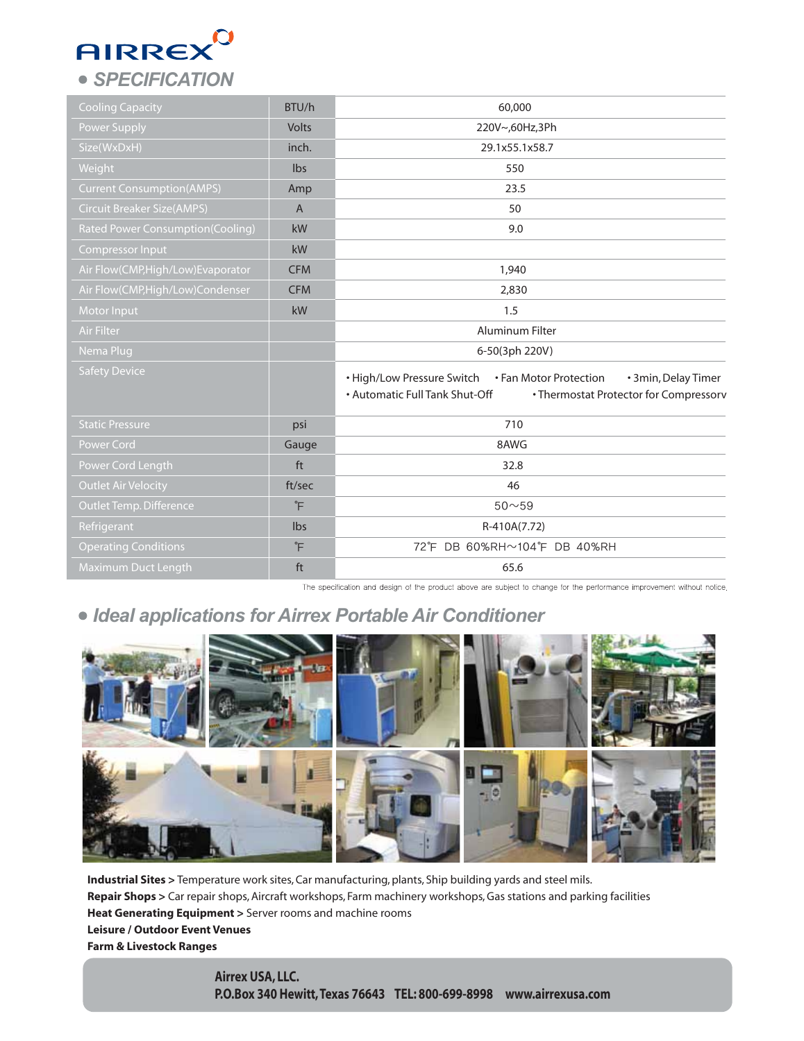## • SPECIFICATION

| | | |
|---|---|---|
| Cooling Capacity | BTU/h | 60,000 |
| Power Supply | Volts | 220V~,60Hz,3Ph |
| Size(WxDxH) | inch. | 29.1x55.1x58.7 |
| Weight | lbs | 550 |
| Current Consumption(AMPS) | Amp | 23.5 |
| Circuit Breaker Size(AMPS) | A | 50 |
| Rated Power Consumption(Cooling) | kW | 9.0 |
| Compressor Input | kW | |
| Air Flow(CMP,High/Low)Evaporator | CFM | 1,940 |
| Air Flow(CMP,High/Low)Condenser | CFM | 2,830 |
| Motor Input | kW | 1.5 |
| Air Filter | | Aluminum Filter |
| Nema Plug | | 6-50(3ph 220V) |
| Safety Device | | • High/Low Pressure Switch • Fan Motor Protection • 3min, Delay Timer • Automatic Full Tank Shut-Off • Thermostat Protector for Compressorv |
| Static Pressure | psi | 710 |
| Power Cord | Gauge | 8AWG |
| Power Cord Length | ft | 32.8 |
| Outlet Air Velocity | ft/sec | 46 |
| Outlet Temp. Difference | ℉ | 50~59 |
| Refrigerant | lbs | R-410A(7.72) |
| Operating Conditions | ℉ | 72℉ DB 60%RH~104℉ DB 40%RH |
| Maximum Duct Length | ft | 65.6 |

The specification and design of the product above are subject to change for the performance improvement without notice.

## • Ideal applications for Airrex Portable Air Conditioner

**Industrial Sites >** Temperature work sites, Car manufacturing, plants, Ship building yards and steel mils.
**Repair Shops >** Car repair shops, Aircraft workshops, Farm machinery workshops, Gas stations and parking facilities
**Heat Generating Equipment >** Server rooms and machine rooms
**Leisure / Outdoor Event Venues**
**Farm & Livestock Ranges**

**Airrex USA, LLC.**
**P.O.Box 340 Hewitt, Texas 76643 TEL: 800-699-8998 www.airrexusa.com**